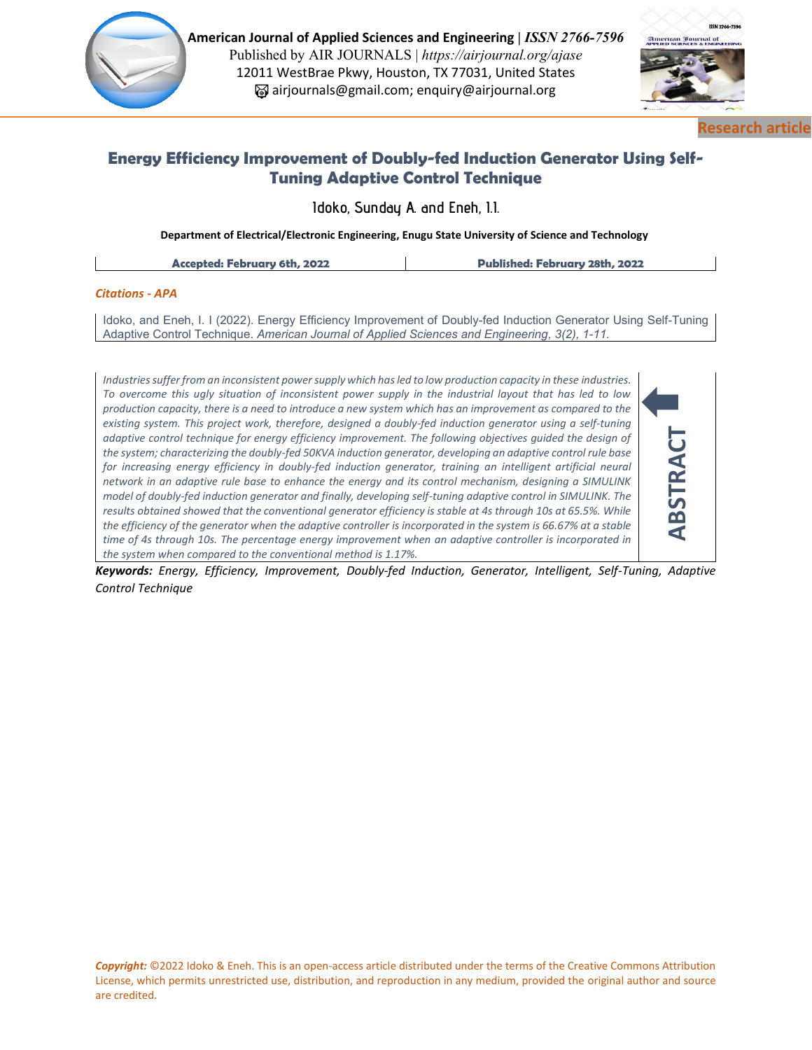American Journal of Applied Sciences and Engineering | *ISSN 2766-7596*
Published by AIR JOURNALS | *https://airjournal.org/ajase*
12011 WestBrae Pkwy, Houston, TX 77031, United States
airjournals@gmail.com; enquiry@airjournal.org

Research article

# Energy Efficiency Improvement of Doubly-fed Induction Generator Using Self-Tuning Adaptive Control Technique

Idoko, Sunday A. and Eneh, I.I.

**Department of Electrical/Electronic Engineering, Enugu State University of Science and Technology**

| Accepted: February 6th, 2022 | Published: February 28th, 2022 |
|---|---|

*Citations - APA*

Idoko, and Eneh, I. I (2022). Energy Efficiency Improvement of Doubly-fed Induction Generator Using Self-Tuning Adaptive Control Technique. *American Journal of Applied Sciences and Engineering, 3(2), 1-11.*

## ABSTRACT

*Industries suffer from an inconsistent power supply which has led to low production capacity in these industries. To overcome this ugly situation of inconsistent power supply in the industrial layout that has led to low production capacity, there is a need to introduce a new system which has an improvement as compared to the existing system. This project work, therefore, designed a doubly-fed induction generator using a self-tuning adaptive control technique for energy efficiency improvement. The following objectives guided the design of the system; characterizing the doubly-fed 50KVA induction generator, developing an adaptive control rule base for increasing energy efficiency in doubly-fed induction generator, training an intelligent artificial neural network in an adaptive rule base to enhance the energy and its control mechanism, designing a SIMULINK model of doubly-fed induction generator and finally, developing self-tuning adaptive control in SIMULINK. The results obtained showed that the conventional generator efficiency is stable at 4s through 10s at 65.5%. While the efficiency of the generator when the adaptive controller is incorporated in the system is 66.67% at a stable time of 4s through 10s. The percentage energy improvement when an adaptive controller is incorporated in the system when compared to the conventional method is 1.17%.*

***Keywords:*** *Energy, Efficiency, Improvement, Doubly-fed Induction, Generator, Intelligent, Self-Tuning, Adaptive Control Technique*

***Copyright:*** ©2022 Idoko & Eneh. This is an open-access article distributed under the terms of the Creative Commons Attribution License, which permits unrestricted use, distribution, and reproduction in any medium, provided the original author and source are credited.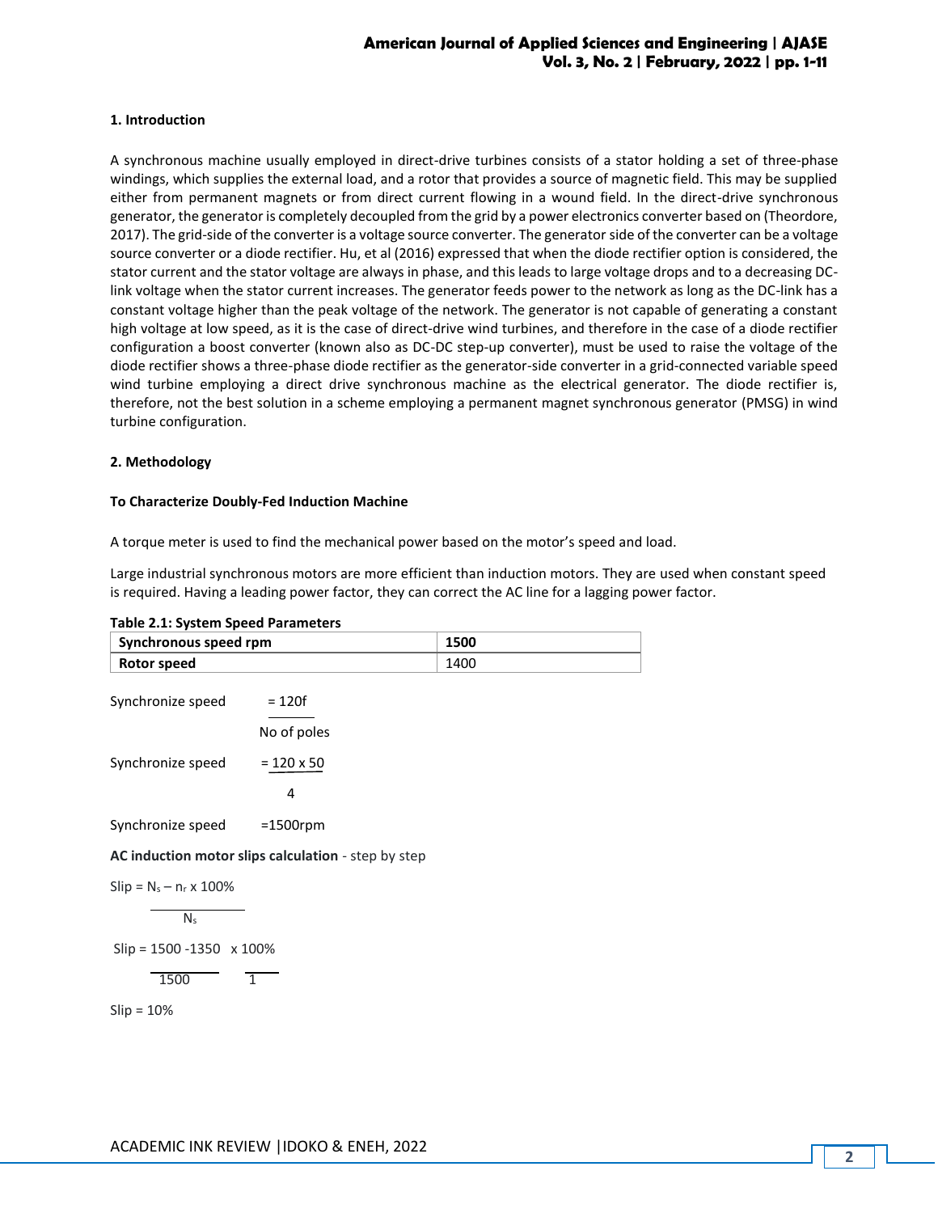## 1. Introduction

A synchronous machine usually employed in direct-drive turbines consists of a stator holding a set of three-phase windings, which supplies the external load, and a rotor that provides a source of magnetic field. This may be supplied either from permanent magnets or from direct current flowing in a wound field. In the direct-drive synchronous generator, the generator is completely decoupled from the grid by a power electronics converter based on (Theordore, 2017). The grid-side of the converter is a voltage source converter. The generator side of the converter can be a voltage source converter or a diode rectifier. Hu, et al (2016) expressed that when the diode rectifier option is considered, the stator current and the stator voltage are always in phase, and this leads to large voltage drops and to a decreasing DC-link voltage when the stator current increases. The generator feeds power to the network as long as the DC-link has a constant voltage higher than the peak voltage of the network. The generator is not capable of generating a constant high voltage at low speed, as it is the case of direct-drive wind turbines, and therefore in the case of a diode rectifier configuration a boost converter (known also as DC-DC step-up converter), must be used to raise the voltage of the diode rectifier shows a three-phase diode rectifier as the generator-side converter in a grid-connected variable speed wind turbine employing a direct drive synchronous machine as the electrical generator. The diode rectifier is, therefore, not the best solution in a scheme employing a permanent magnet synchronous generator (PMSG) in wind turbine configuration.

## 2. Methodology

### To Characterize Doubly-Fed Induction Machine

A torque meter is used to find the mechanical power based on the motor's speed and load.

Large industrial synchronous motors are more efficient than induction motors. They are used when constant speed is required. Having a leading power factor, they can correct the AC line for a lagging power factor.

**Table 2.1: System Speed Parameters**

| Synchronous speed rpm | 1500 |
|---|---|
| Rotor speed | 1400 |

$$\text{Synchronize speed} = \frac{120f}{\text{No of poles}}$$

$$\text{Synchronize speed} = \frac{120 \times 50}{4}$$

$$\text{Synchronize speed} = 1500\text{rpm}$$

**AC induction motor slips calculation** - step by step

$$\text{Slip} = \frac{N_s - n_r}{N_s} \times 100\%$$

$$\text{Slip} = \frac{1500 - 1350}{1500} \times \frac{100\%}{1}$$

$$\text{Slip} = 10\%$$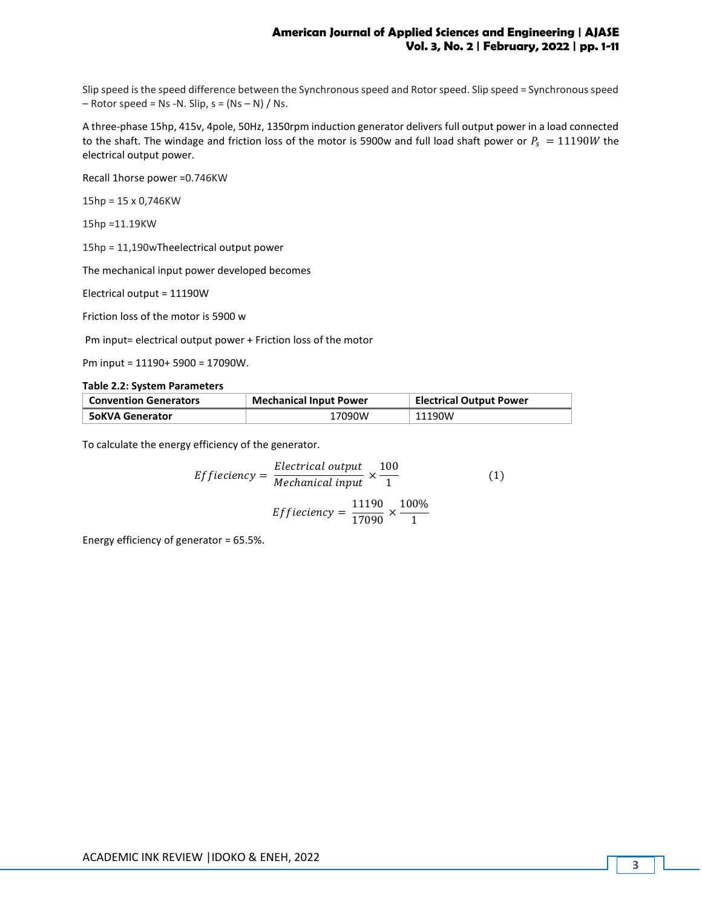Slip speed is the speed difference between the Synchronous speed and Rotor speed. Slip speed = Synchronous speed – Rotor speed = Ns -N. Slip, s = (Ns – N) / Ns.

A three-phase 15hp, 415v, 4pole, 50Hz, 1350rpm induction generator delivers full output power in a load connected to the shaft. The windage and friction loss of the motor is 5900w and full load shaft power or $P_s = 11190W$ the electrical output power.

Recall 1horse power =0.746KW

15hp = 15 x 0,746KW

15hp =11.19KW

15hp = 11,190wTheelectrical output power

The mechanical input power developed becomes

Electrical output = 11190W

Friction loss of the motor is 5900 w

Pm input= electrical output power + Friction loss of the motor

Pm input = 11190+ 5900 = 17090W.

**Table 2.2: System Parameters**

| Convention Generators | Mechanical Input Power | Electrical Output Power |
| --- | --- | --- |
| 5oKVA Generator | 17090W | 11190W |

To calculate the energy efficiency of the generator.

$$Effieciency = \frac{Electrical\ output}{Mechanical\ input} \times \frac{100}{1} \quad (1)$$

$$Effieciency = \frac{11190}{17090} \times \frac{100\%}{1}$$

Energy efficiency of generator = 65.5%.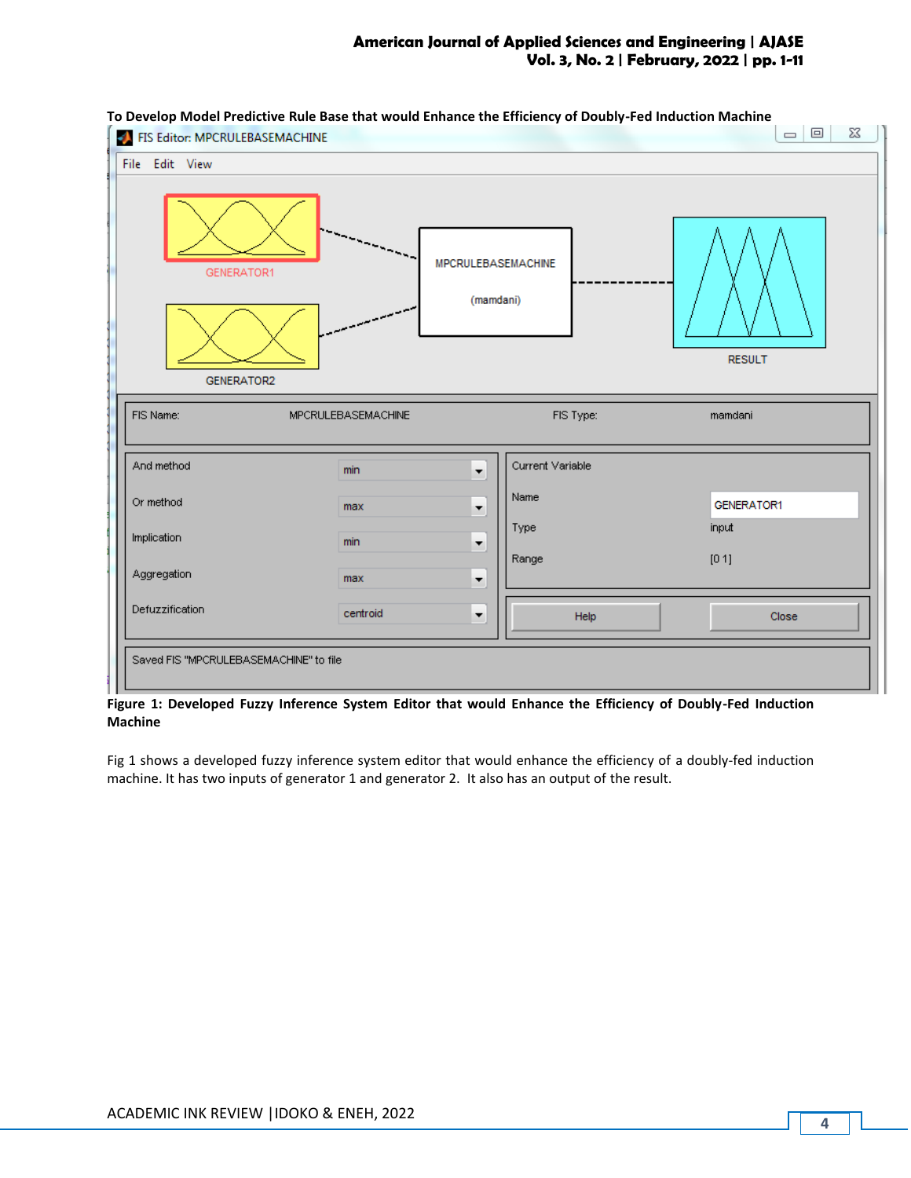**To Develop Model Predictive Rule Base that would Enhance the Efficiency of Doubly-Fed Induction Machine**

**Figure 1: Developed Fuzzy Inference System Editor that would Enhance the Efficiency of Doubly-Fed Induction Machine**

Fig 1 shows a developed fuzzy inference system editor that would enhance the efficiency of a doubly-fed induction machine. It has two inputs of generator 1 and generator 2. It also has an output of the result.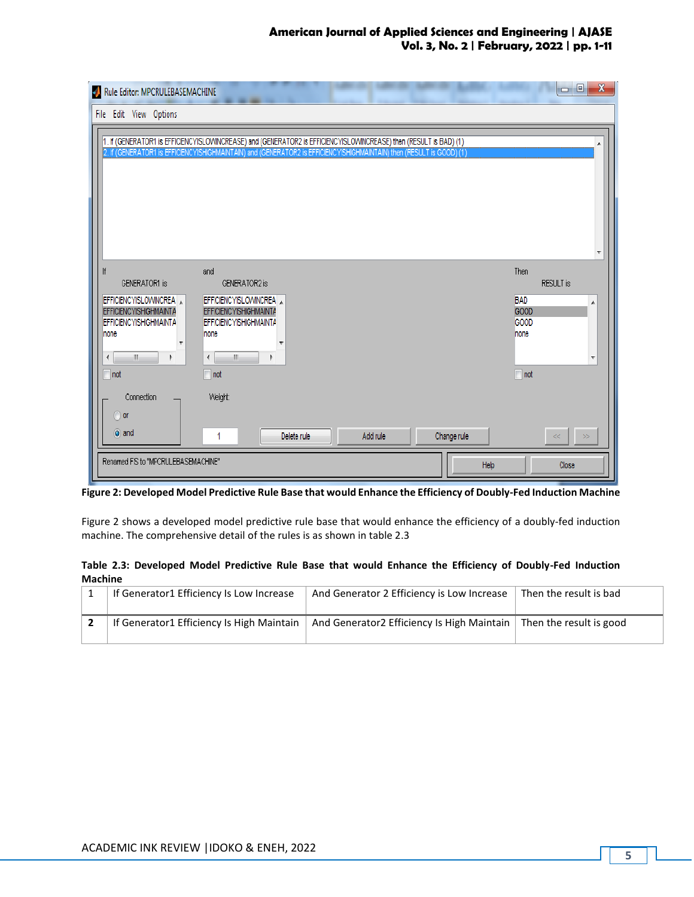**Figure 2: Developed Model Predictive Rule Base that would Enhance the Efficiency of Doubly-Fed Induction Machine**

Figure 2 shows a developed model predictive rule base that would enhance the efficiency of a doubly-fed induction machine. The comprehensive detail of the rules is as shown in table 2.3

**Table 2.3: Developed Model Predictive Rule Base that would Enhance the Efficiency of Doubly-Fed Induction Machine**

| | | | |
|---|---|---|---|
| 1 | If Generator1 Efficiency Is Low Increase | And Generator 2 Efficiency is Low Increase | Then the result is bad |
| **2** | If Generator1 Efficiency Is High Maintain | And Generator2 Efficiency Is High Maintain | Then the result is good |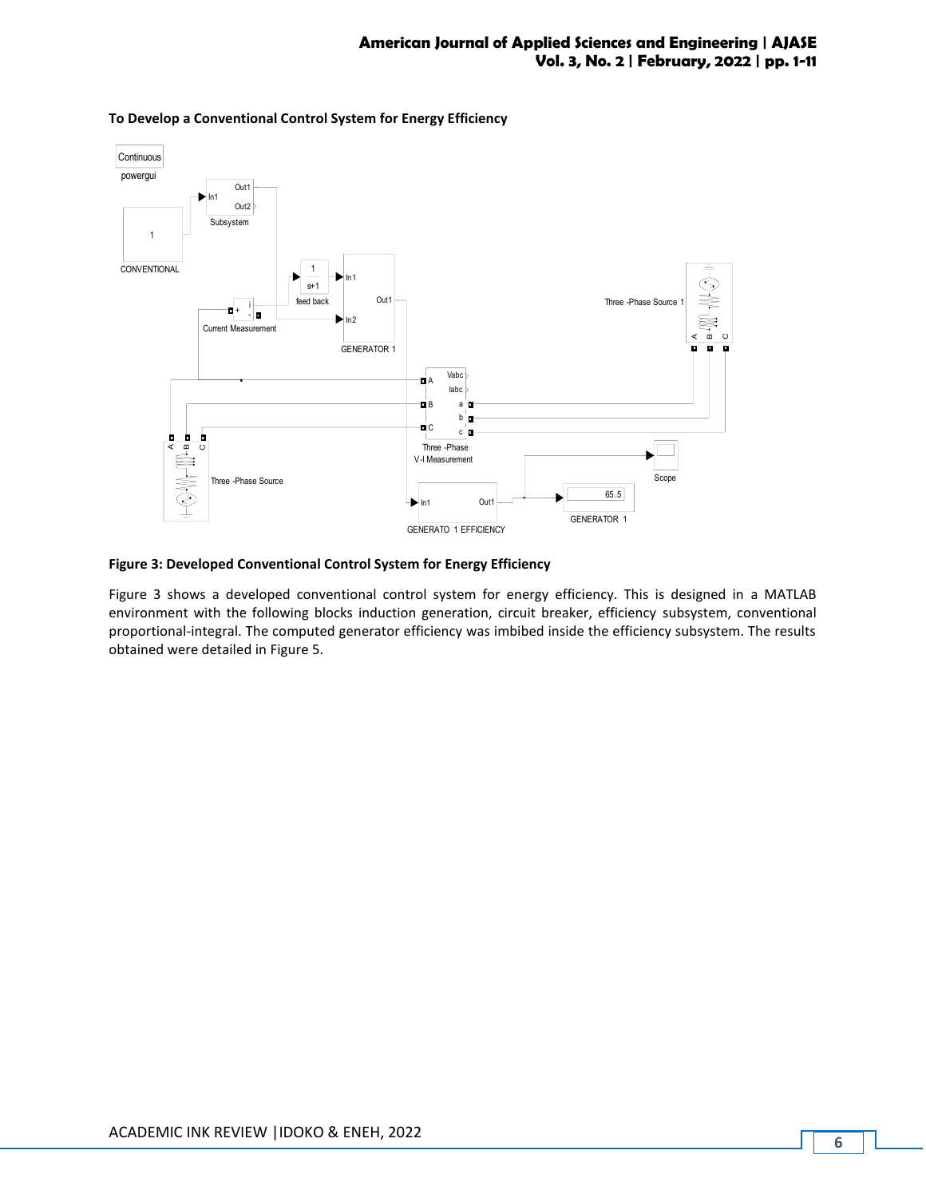**To Develop a Conventional Control System for Energy Efficiency**

**Figure 3: Developed Conventional Control System for Energy Efficiency**

Figure 3 shows a developed conventional control system for energy efficiency. This is designed in a MATLAB environment with the following blocks induction generation, circuit breaker, efficiency subsystem, conventional proportional-integral. The computed generator efficiency was imbibed inside the efficiency subsystem. The results obtained were detailed in Figure 5.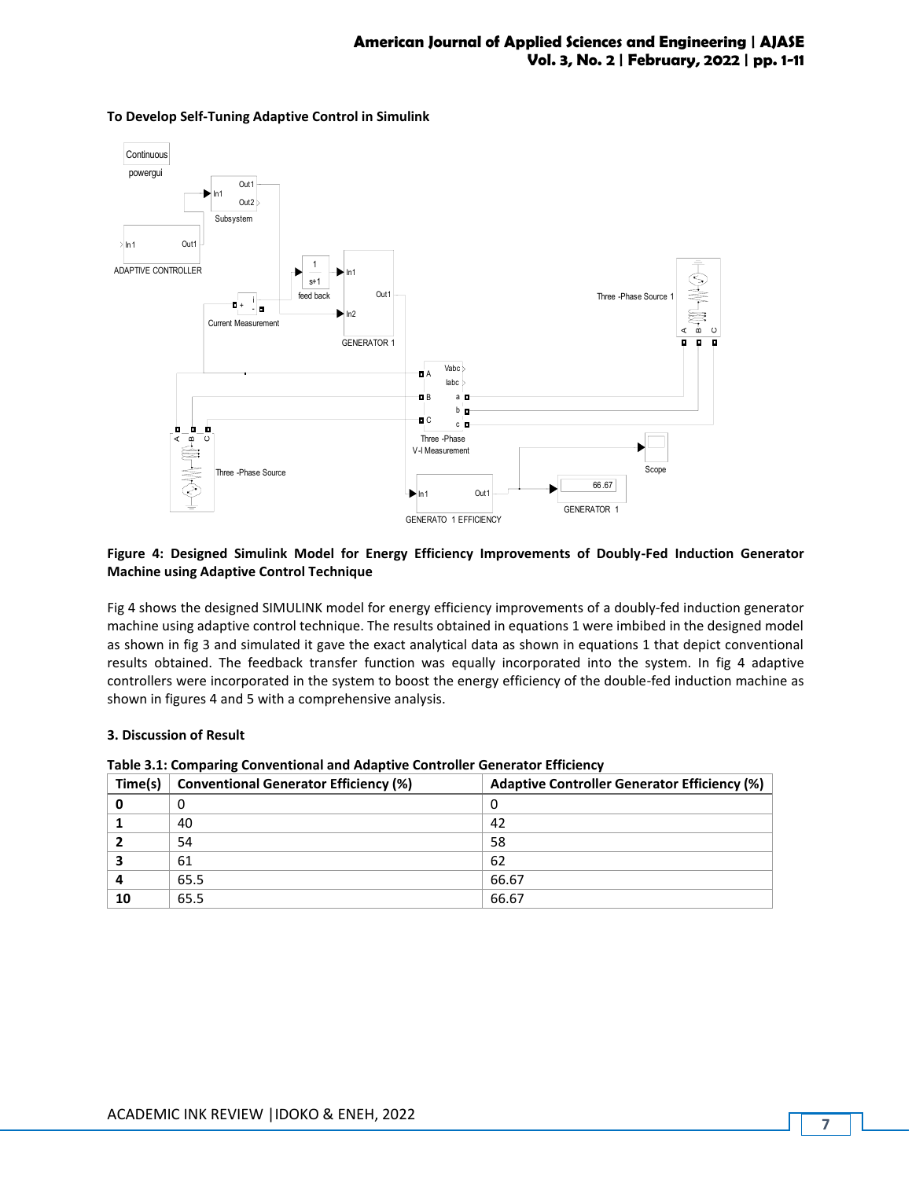**To Develop Self-Tuning Adaptive Control in Simulink**

**Figure 4: Designed Simulink Model for Energy Efficiency Improvements of Doubly-Fed Induction Generator Machine using Adaptive Control Technique**

Fig 4 shows the designed SIMULINK model for energy efficiency improvements of a doubly-fed induction generator machine using adaptive control technique. The results obtained in equations 1 were imbibed in the designed model as shown in fig 3 and simulated it gave the exact analytical data as shown in equations 1 that depict conventional results obtained. The feedback transfer function was equally incorporated into the system. In fig 4 adaptive controllers were incorporated in the system to boost the energy efficiency of the double-fed induction machine as shown in figures 4 and 5 with a comprehensive analysis.

## 3. Discussion of Result

**Table 3.1: Comparing Conventional and Adaptive Controller Generator Efficiency**

| Time(s) | Conventional Generator Efficiency (%) | Adaptive Controller Generator Efficiency (%) |
|---|---|---|
| **0** | 0 | 0 |
| **1** | 40 | 42 |
| **2** | 54 | 58 |
| **3** | 61 | 62 |
| **4** | 65.5 | 66.67 |
| **10** | 65.5 | 66.67 |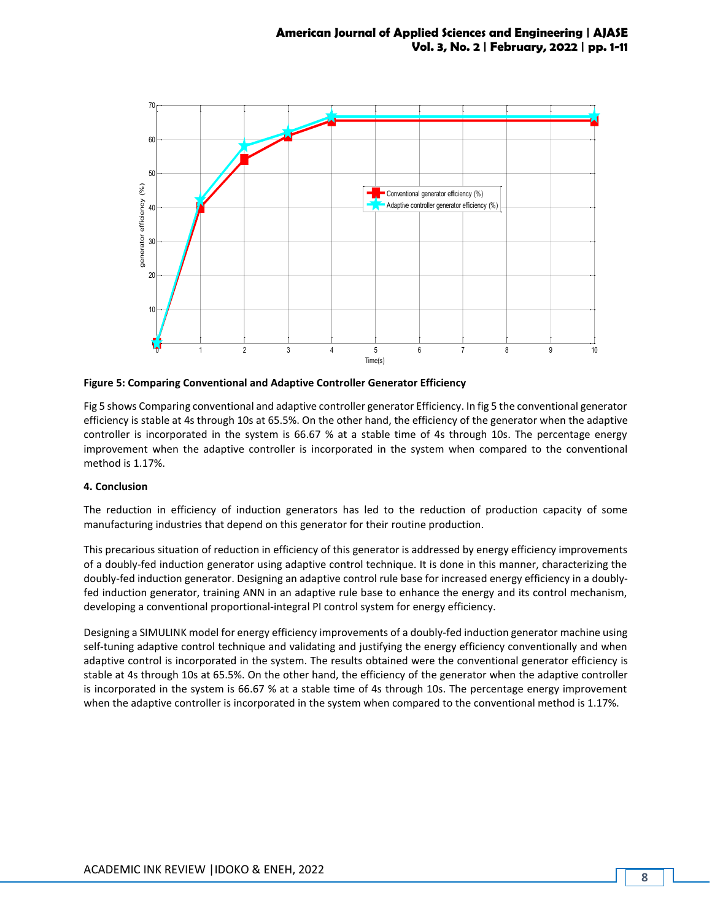**Figure 5: Comparing Conventional and Adaptive Controller Generator Efficiency**

Fig 5 shows Comparing conventional and adaptive controller generator Efficiency. In fig 5 the conventional generator efficiency is stable at 4s through 10s at 65.5%. On the other hand, the efficiency of the generator when the adaptive controller is incorporated in the system is 66.67 % at a stable time of 4s through 10s. The percentage energy improvement when the adaptive controller is incorporated in the system when compared to the conventional method is 1.17%.

## 4. Conclusion

The reduction in efficiency of induction generators has led to the reduction of production capacity of some manufacturing industries that depend on this generator for their routine production.

This precarious situation of reduction in efficiency of this generator is addressed by energy efficiency improvements of a doubly-fed induction generator using adaptive control technique. It is done in this manner, characterizing the doubly-fed induction generator. Designing an adaptive control rule base for increased energy efficiency in a doubly-fed induction generator, training ANN in an adaptive rule base to enhance the energy and its control mechanism, developing a conventional proportional-integral PI control system for energy efficiency.

Designing a SIMULINK model for energy efficiency improvements of a doubly-fed induction generator machine using self-tuning adaptive control technique and validating and justifying the energy efficiency conventionally and when adaptive control is incorporated in the system. The results obtained were the conventional generator efficiency is stable at 4s through 10s at 65.5%. On the other hand, the efficiency of the generator when the adaptive controller is incorporated in the system is 66.67 % at a stable time of 4s through 10s. The percentage energy improvement when the adaptive controller is incorporated in the system when compared to the conventional method is 1.17%.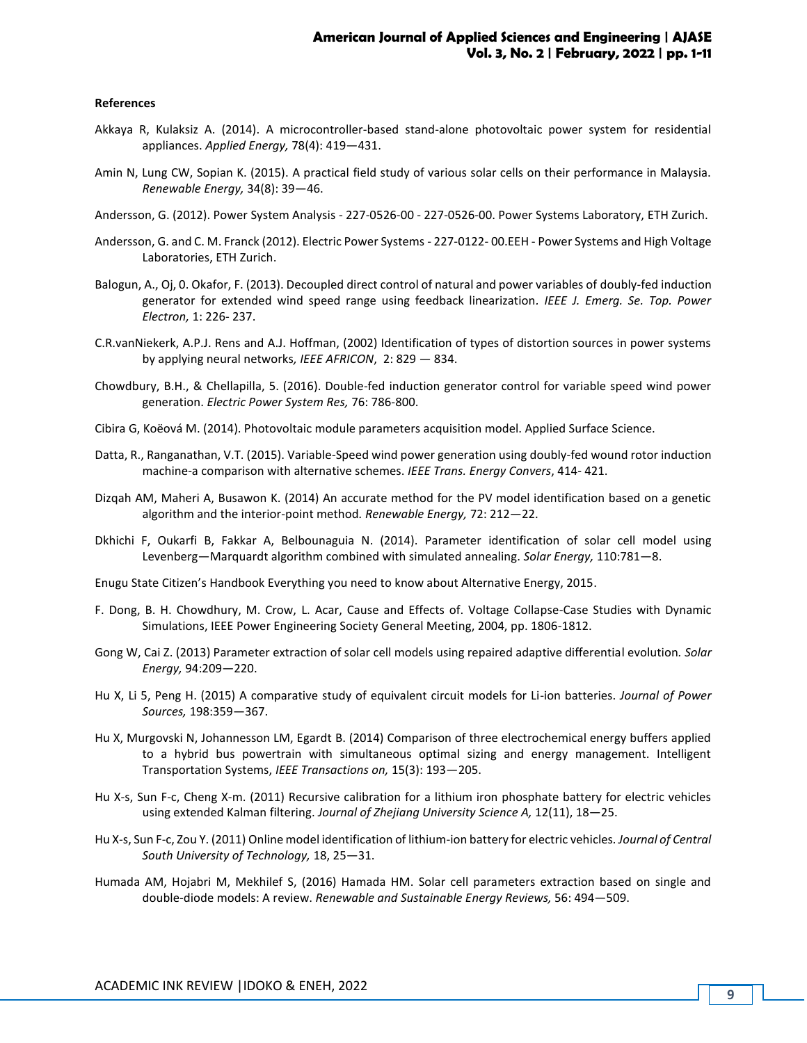**References**

Akkaya R, Kulaksiz A. (2014). A microcontroller-based stand-alone photovoltaic power system for residential appliances. *Applied Energy,* 78(4): 419—431.

Amin N, Lung CW, Sopian K. (2015). A practical field study of various solar cells on their performance in Malaysia. *Renewable Energy,* 34(8): 39—46.

Andersson, G. (2012). Power System Analysis - 227-0526-00 - 227-0526-00. Power Systems Laboratory, ETH Zurich.

Andersson, G. and C. M. Franck (2012). Electric Power Systems - 227-0122- 00.EEH - Power Systems and High Voltage Laboratories, ETH Zurich.

Balogun, A., Oj, 0. Okafor, F. (2013). Decoupled direct control of natural and power variables of doubly-fed induction generator for extended wind speed range using feedback linearization. *IEEE J. Emerg. Se. Top. Power Electron,* 1: 226- 237.

C.R.vanNiekerk, A.P.J. Rens and A.J. Hoffman, (2002) Identification of types of distortion sources in power systems by applying neural networks*, IEEE AFRICON*, 2: 829 — 834.

Chowdbury, B.H., & Chellapilla, 5. (2016). Double-fed induction generator control for variable speed wind power generation. *Electric Power System Res,* 76: 786-800.

Cibira G, Koëová M. (2014). Photovoltaic module parameters acquisition model. Applied Surface Science.

Datta, R., Ranganathan, V.T. (2015). Variable-Speed wind power generation using doubly-fed wound rotor induction machine-a comparison with alternative schemes. *IEEE Trans. Energy Convers*, 414- 421.

Dizqah AM, Maheri A, Busawon K. (2014) An accurate method for the PV model identification based on a genetic algorithm and the interior-point method*. Renewable Energy,* 72: 212—22.

Dkhichi F, Oukarfi B, Fakkar A, Belbounaguia N. (2014). Parameter identification of solar cell model using Levenberg—Marquardt algorithm combined with simulated annealing. *Solar Energy,* 110:781—8.

Enugu State Citizen’s Handbook Everything you need to know about Alternative Energy, 2015.

F. Dong, B. H. Chowdhury, M. Crow, L. Acar, Cause and Effects of. Voltage Collapse-Case Studies with Dynamic Simulations, IEEE Power Engineering Society General Meeting, 2004, pp. 1806-1812.

Gong W, Cai Z. (2013) Parameter extraction of solar cell models using repaired adaptive differential evolution*. Solar Energy,* 94:209—220.

Hu X, Li 5, Peng H. (2015) A comparative study of equivalent circuit models for Li-ion batteries. *Journal of Power Sources,* 198:359—367.

Hu X, Murgovski N, Johannesson LM, Egardt B. (2014) Comparison of three electrochemical energy buffers applied to a hybrid bus powertrain with simultaneous optimal sizing and energy management. Intelligent Transportation Systems, *IEEE Transactions on,* 15(3): 193—205.

Hu X-s, Sun F-c, Cheng X-m. (2011) Recursive calibration for a lithium iron phosphate battery for electric vehicles using extended Kalman filtering. *Journal of Zhejiang University Science A,* 12(11), 18—25.

Hu X-s, Sun F-c, Zou Y. (2011) Online model identification of lithium-ion battery for electric vehicles*. Journal of Central South University of Technology,* 18, 25—31.

Humada AM, Hojabri M, Mekhilef S, (2016) Hamada HM. Solar cell parameters extraction based on single and double-diode models: A review. *Renewable and Sustainable Energy Reviews,* 56: 494—509.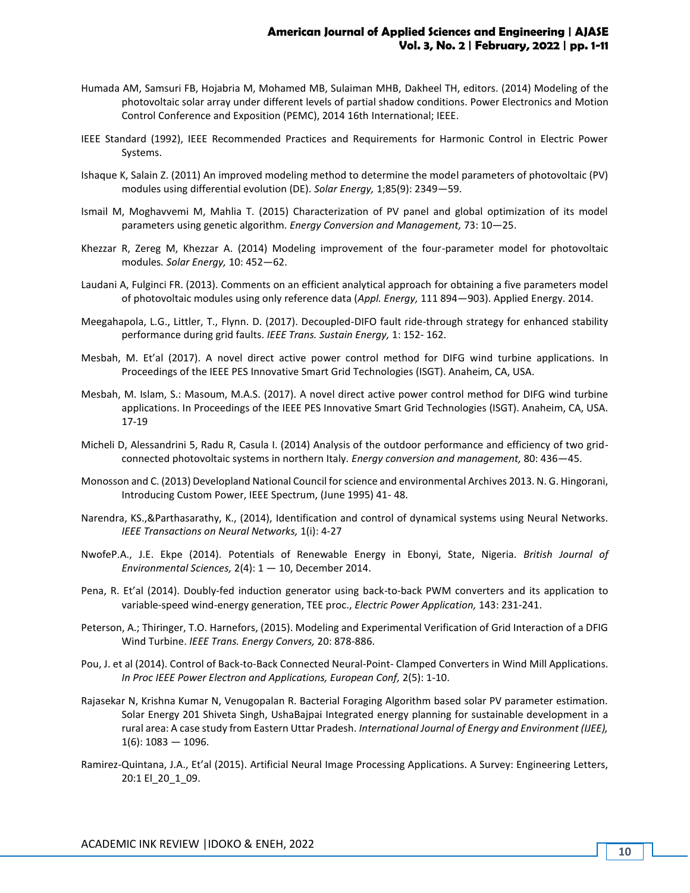Humada AM, Samsuri FB, Hojabria M, Mohamed MB, Sulaiman MHB, Dakheel TH, editors. (2014) Modeling of the photovoltaic solar array under different levels of partial shadow conditions. Power Electronics and Motion Control Conference and Exposition (PEMC), 2014 16th International; IEEE.

IEEE Standard (1992), IEEE Recommended Practices and Requirements for Harmonic Control in Electric Power Systems.

Ishaque K, Salain Z. (2011) An improved modeling method to determine the model parameters of photovoltaic (PV) modules using differential evolution (DE). *Solar Energy,* 1;85(9): 2349—59.

Ismail M, Moghavvemi M, Mahlia T. (2015) Characterization of PV panel and global optimization of its model parameters using genetic algorithm. *Energy Conversion and Management,* 73: 10—25.

Khezzar R, Zereg M, Khezzar A. (2014) Modeling improvement of the four-parameter model for photovoltaic modules*. Solar Energy,* 10: 452—62.

Laudani A, Fulginci FR. (2013). Comments on an efficient analytical approach for obtaining a five parameters model of photovoltaic modules using only reference data (*Appl. Energy,* 111 894—903). Applied Energy. 2014.

Meegahapola, L.G., Littler, T., Flynn. D. (2017). Decoupled-DIFO fault ride-through strategy for enhanced stability performance during grid faults. *IEEE Trans. Sustain Energy,* 1: 152- 162.

Mesbah, M. Et'al (2017). A novel direct active power control method for DIFG wind turbine applications. In Proceedings of the IEEE PES Innovative Smart Grid Technologies (ISGT). Anaheim, CA, USA.

Mesbah, M. Islam, S.: Masoum, M.A.S. (2017). A novel direct active power control method for DIFG wind turbine applications. In Proceedings of the IEEE PES Innovative Smart Grid Technologies (ISGT). Anaheim, CA, USA. 17-19

Micheli D, Alessandrini 5, Radu R, Casula I. (2014) Analysis of the outdoor performance and efficiency of two grid-connected photovoltaic systems in northern Italy. *Energy conversion and management,* 80: 436—45.

Monosson and C. (2013) Developland National Council for science and environmental Archives 2013. N. G. Hingorani, Introducing Custom Power, IEEE Spectrum, (June 1995) 41- 48.

Narendra, KS.,&Parthasarathy, K., (2014), Identification and control of dynamical systems using Neural Networks. *IEEE Transactions on Neural Networks,* 1(i): 4-27

NwofeP.A., J.E. Ekpe (2014). Potentials of Renewable Energy in Ebonyi, State, Nigeria. *British Journal of Environmental Sciences,* 2(4): 1 — 10, December 2014.

Pena, R. Et'al (2014). Doubly-fed induction generator using back-to-back PWM converters and its application to variable-speed wind-energy generation, TEE proc., *Electric Power Application,* 143: 231-241.

Peterson, A.; Thiringer, T.O. Harnefors, (2015). Modeling and Experimental Verification of Grid Interaction of a DFIG Wind Turbine. *IEEE Trans. Energy Convers,* 20: 878-886.

Pou, J. et al (2014). Control of Back-to-Back Connected Neural-Point- Clamped Converters in Wind Mill Applications. *In Proc IEEE Power Electron and Applications, European Conf,* 2(5): 1-10.

Rajasekar N, Krishna Kumar N, Venugopalan R. Bacterial Foraging Algorithm based solar PV parameter estimation. Solar Energy 201 Shiveta Singh, UshaBajpai Integrated energy planning for sustainable development in a rural area: A case study from Eastern Uttar Pradesh. *International Journal of Energy and Environment (IJEE),* 1(6): 1083 — 1096.

Ramirez-Quintana, J.A., Et'al (2015). Artificial Neural Image Processing Applications. A Survey: Engineering Letters, 20:1 El_20_1_09.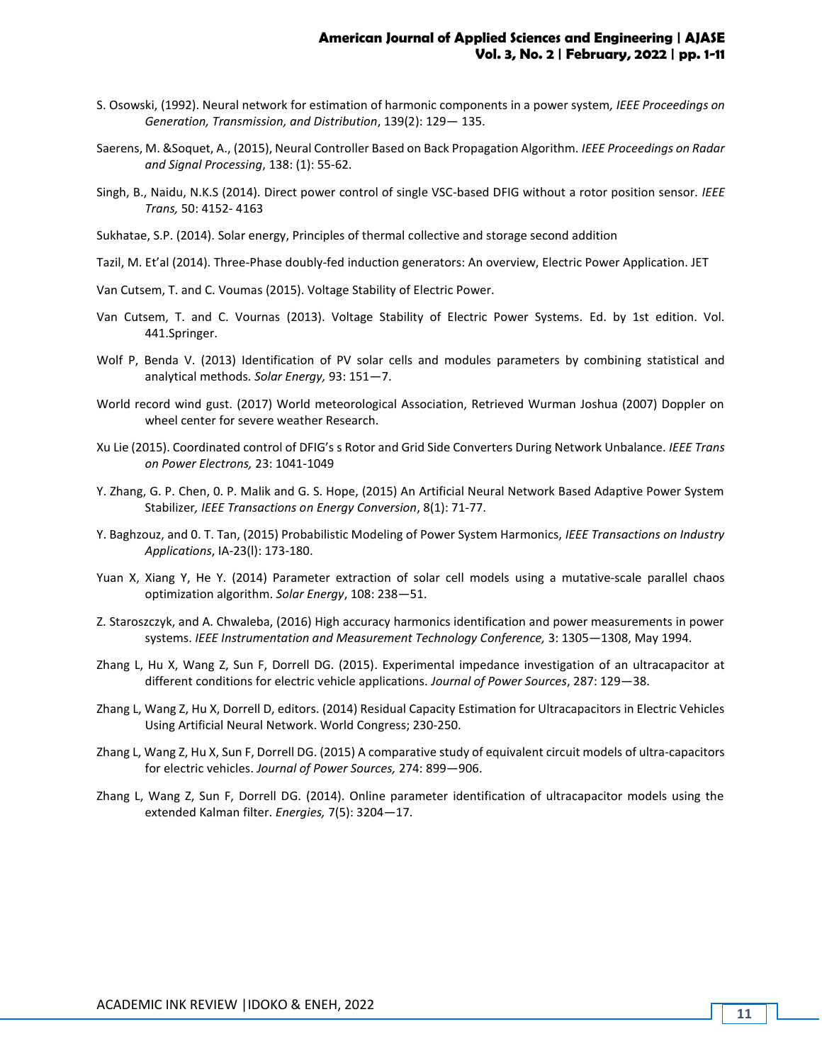S. Osowski, (1992). Neural network for estimation of harmonic components in a power system*, IEEE Proceedings on Generation, Transmission, and Distribution*, 139(2): 129— 135.

Saerens, M. &Soquet, A., (2015), Neural Controller Based on Back Propagation Algorithm. *IEEE Proceedings on Radar and Signal Processing*, 138: (1): 55-62.

Singh, B., Naidu, N.K.S (2014). Direct power control of single VSC-based DFIG without a rotor position sensor. *IEEE Trans,* 50: 4152- 4163

Sukhatae, S.P. (2014). Solar energy, Principles of thermal collective and storage second addition

Tazil, M. Et'al (2014). Three-Phase doubly-fed induction generators: An overview, Electric Power Application. JET

Van Cutsem, T. and C. Voumas (2015). Voltage Stability of Electric Power.

Van Cutsem, T. and C. Vournas (2013). Voltage Stability of Electric Power Systems. Ed. by 1st edition. Vol. 441.Springer.

Wolf P, Benda V. (2013) Identification of PV solar cells and modules parameters by combining statistical and analytical methods. *Solar Energy,* 93: 151—7.

World record wind gust. (2017) World meteorological Association, Retrieved Wurman Joshua (2007) Doppler on wheel center for severe weather Research.

Xu Lie (2015). Coordinated control of DFIG's s Rotor and Grid Side Converters During Network Unbalance. *IEEE Trans on Power Electrons,* 23: 1041-1049

Y. Zhang, G. P. Chen, 0. P. Malik and G. S. Hope, (2015) An Artificial Neural Network Based Adaptive Power System Stabilizer*, IEEE Transactions on Energy Conversion*, 8(1): 71-77.

Y. Baghzouz, and 0. T. Tan, (2015) Probabilistic Modeling of Power System Harmonics, *IEEE Transactions on Industry Applications*, IA-23(l): 173-180.

Yuan X, Xiang Y, He Y. (2014) Parameter extraction of solar cell models using a mutative-scale parallel chaos optimization algorithm. *Solar Energy*, 108: 238—51.

Z. Staroszczyk, and A. Chwaleba, (2016) High accuracy harmonics identification and power measurements in power systems. *IEEE Instrumentation and Measurement Technology Conference,* 3: 1305—1308, May 1994.

Zhang L, Hu X, Wang Z, Sun F, Dorrell DG. (2015). Experimental impedance investigation of an ultracapacitor at different conditions for electric vehicle applications. *Journal of Power Sources*, 287: 129—38.

Zhang L, Wang Z, Hu X, Dorrell D, editors. (2014) Residual Capacity Estimation for Ultracapacitors in Electric Vehicles Using Artificial Neural Network. World Congress; 230-250.

Zhang L, Wang Z, Hu X, Sun F, Dorrell DG. (2015) A comparative study of equivalent circuit models of ultra-capacitors for electric vehicles. *Journal of Power Sources,* 274: 899—906.

Zhang L, Wang Z, Sun F, Dorrell DG. (2014). Online parameter identification of ultracapacitor models using the extended Kalman filter. *Energies,* 7(5): 3204—17.